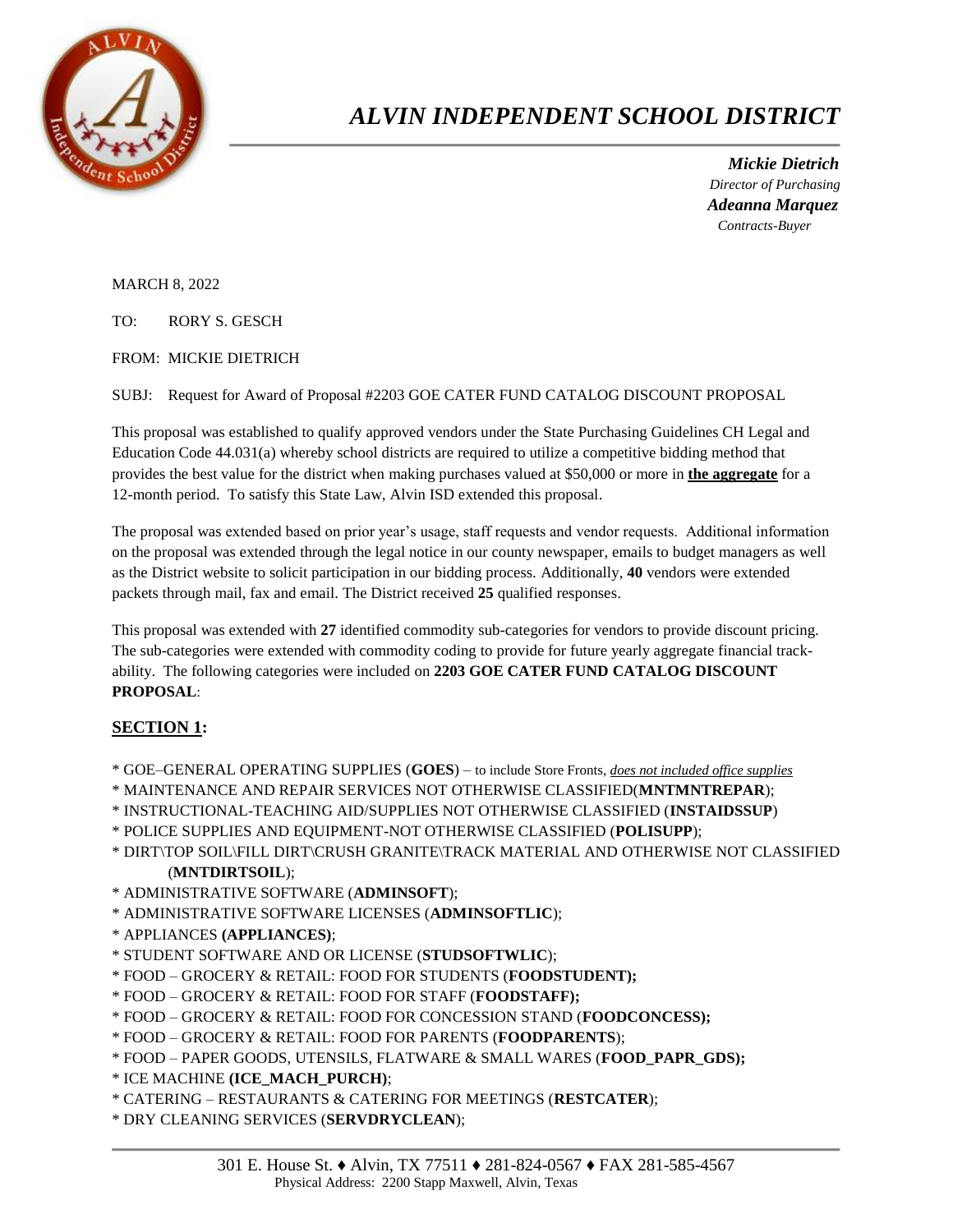# *ALVIN INDEPENDENT SCHOOL DISTRICT*

***Mickie Dietrich***
*Director of Purchasing*
***Adeanna Marquez***
*Contracts-Buyer*

MARCH 8, 2022

TO: RORY S. GESCH

FROM: MICKIE DIETRICH

SUBJ: Request for Award of Proposal #2203 GOE CATER FUND CATALOG DISCOUNT PROPOSAL

This proposal was established to qualify approved vendors under the State Purchasing Guidelines CH Legal and Education Code 44.031(a) whereby school districts are required to utilize a competitive bidding method that provides the best value for the district when making purchases valued at $50,000 or more in **the aggregate** for a 12-month period. To satisfy this State Law, Alvin ISD extended this proposal.

The proposal was extended based on prior year's usage, staff requests and vendor requests. Additional information on the proposal was extended through the legal notice in our county newspaper, emails to budget managers as well as the District website to solicit participation in our bidding process. Additionally, **40** vendors were extended packets through mail, fax and email. The District received **25** qualified responses.

This proposal was extended with **27** identified commodity sub-categories for vendors to provide discount pricing. The sub-categories were extended with commodity coding to provide for future yearly aggregate financial track-ability. The following categories were included on **2203 GOE CATER FUND CATALOG DISCOUNT PROPOSAL**:

## SECTION 1:

* GOE–GENERAL OPERATING SUPPLIES (**GOES**) – to include Store Fronts, *does not included office supplies*
* MAINTENANCE AND REPAIR SERVICES NOT OTHERWISE CLASSIFIED(**MNTMNTREPAR**);
* INSTRUCTIONAL-TEACHING AID/SUPPLIES NOT OTHERWISE CLASSIFIED (**INSTAIDSSUP**)
* POLICE SUPPLIES AND EQUIPMENT-NOT OTHERWISE CLASSIFIED (**POLISUPP**);
* DIRT\TOP SOIL\FILL DIRT\CRUSH GRANITE\TRACK MATERIAL AND OTHERWISE NOT CLASSIFIED (**MNTDIRTSOIL**);
* ADMINISTRATIVE SOFTWARE (**ADMINSOFT**);
* ADMINISTRATIVE SOFTWARE LICENSES (**ADMINSOFTLIC**);
* APPLIANCES **(APPLIANCES)**;
* STUDENT SOFTWARE AND OR LICENSE (**STUDSOFTWLIC**);
* FOOD – GROCERY & RETAIL: FOOD FOR STUDENTS (**FOODSTUDENT);**
* FOOD – GROCERY & RETAIL: FOOD FOR STAFF (**FOODSTAFF);**
* FOOD – GROCERY & RETAIL: FOOD FOR CONCESSION STAND (**FOODCONCESS);**
* FOOD – GROCERY & RETAIL: FOOD FOR PARENTS (**FOODPARENTS**);
* FOOD – PAPER GOODS, UTENSILS, FLATWARE & SMALL WARES (**FOOD_PAPR_GDS);**
* ICE MACHINE **(ICE_MACH_PURCH)**;
* CATERING – RESTAURANTS & CATERING FOR MEETINGS (**RESTCATER**);
* DRY CLEANING SERVICES (**SERVDRYCLEAN**);

301 E. House St. ♦ Alvin, TX 77511 ♦ 281-824-0567 ♦ FAX 281-585-4567
Physical Address: 2200 Stapp Maxwell, Alvin, Texas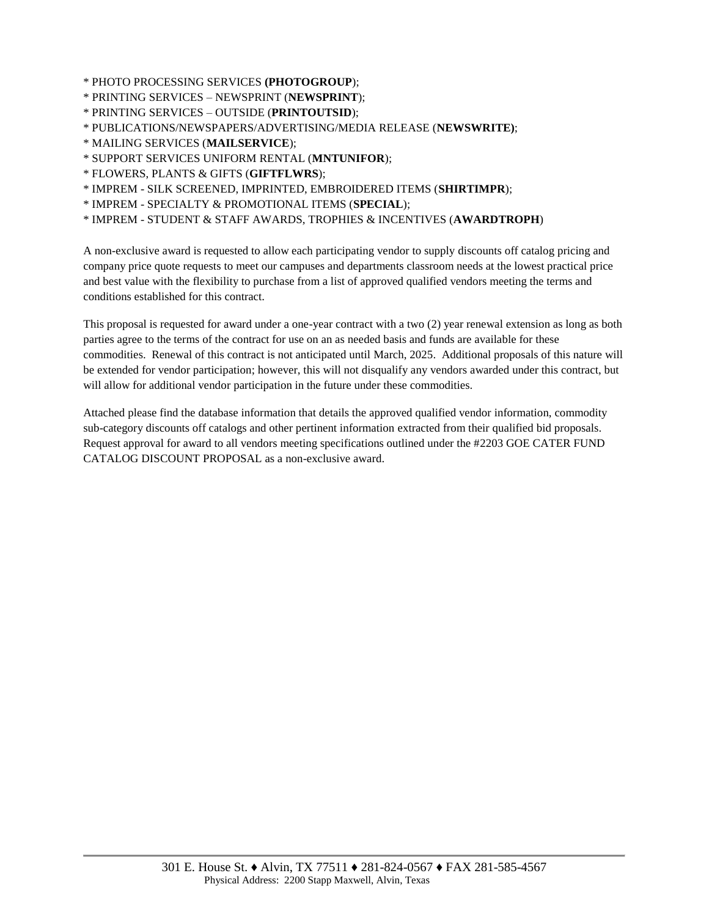* PHOTO PROCESSING SERVICES **(PHOTOGROUP**);
* PRINTING SERVICES – NEWSPRINT (**NEWSPRINT**);
* PRINTING SERVICES – OUTSIDE (**PRINTOUTSID**);
* PUBLICATIONS/NEWSPAPERS/ADVERTISING/MEDIA RELEASE (**NEWSWRITE)**;
* MAILING SERVICES (**MAILSERVICE**);
* SUPPORT SERVICES UNIFORM RENTAL (**MNTUNIFOR**);
* FLOWERS, PLANTS & GIFTS (**GIFTFLWRS**);
* IMPREM - SILK SCREENED, IMPRINTED, EMBROIDERED ITEMS (**SHIRTIMPR**);
* IMPREM - SPECIALTY & PROMOTIONAL ITEMS (**SPECIAL**);
* IMPREM - STUDENT & STAFF AWARDS, TROPHIES & INCENTIVES (**AWARDTROPH**)

A non-exclusive award is requested to allow each participating vendor to supply discounts off catalog pricing and company price quote requests to meet our campuses and departments classroom needs at the lowest practical price and best value with the flexibility to purchase from a list of approved qualified vendors meeting the terms and conditions established for this contract.

This proposal is requested for award under a one-year contract with a two (2) year renewal extension as long as both parties agree to the terms of the contract for use on an as needed basis and funds are available for these commodities. Renewal of this contract is not anticipated until March, 2025. Additional proposals of this nature will be extended for vendor participation; however, this will not disqualify any vendors awarded under this contract, but will allow for additional vendor participation in the future under these commodities.

Attached please find the database information that details the approved qualified vendor information, commodity sub-category discounts off catalogs and other pertinent information extracted from their qualified bid proposals. Request approval for award to all vendors meeting specifications outlined under the #2203 GOE CATER FUND CATALOG DISCOUNT PROPOSAL as a non-exclusive award.